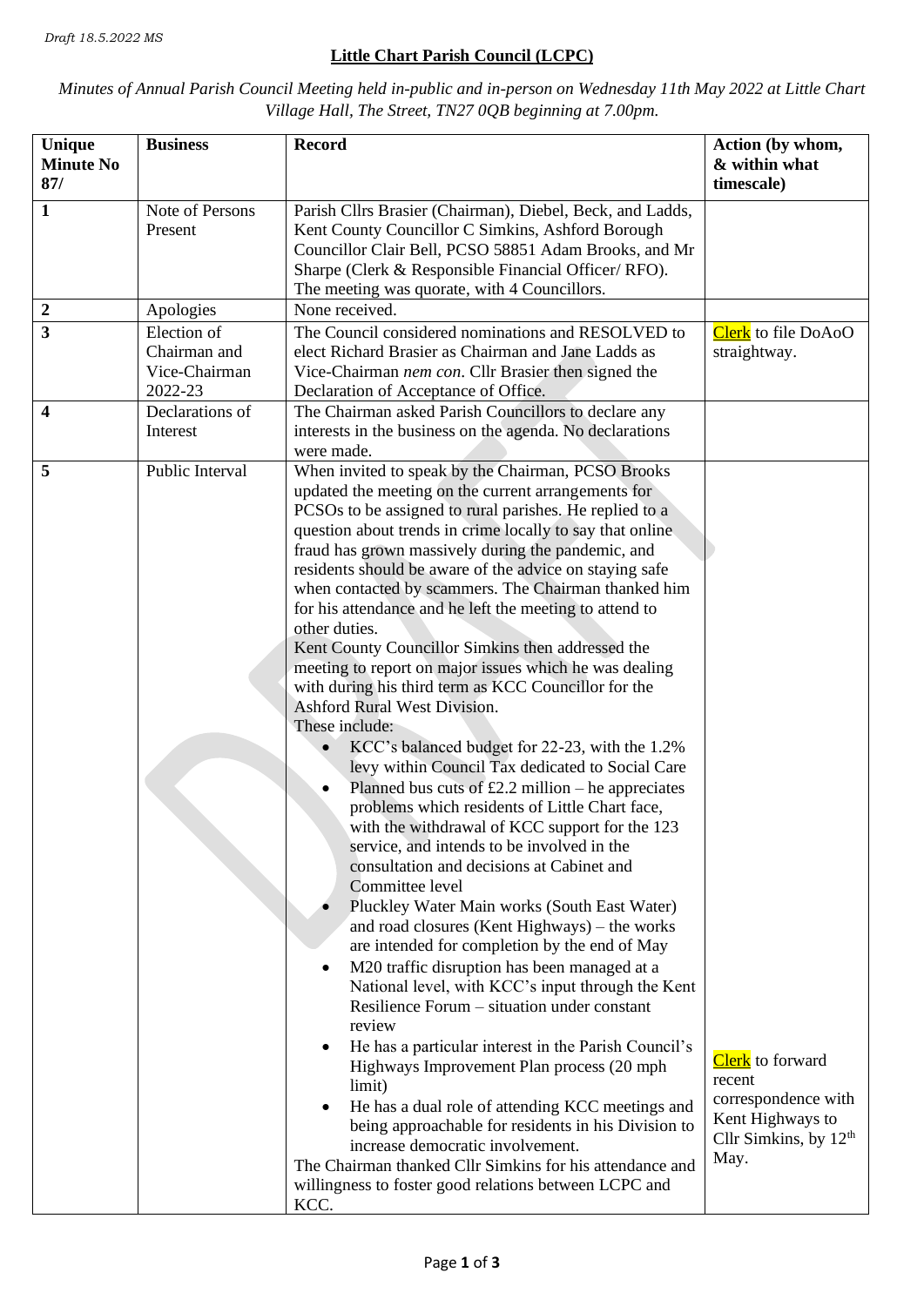*Draft 18.5.2022 MS*

# Little Chart Parish Council (LCPC)

*Minutes of Annual Parish Council Meeting held in-public and in-person on Wednesday 11th May 2022 at Little Chart Village Hall, The Street, TN27 0QB beginning at 7.00pm.*

| Unique Minute No 87/ | Business | Record | Action (by whom, & within what timescale) |
|---|---|---|---|
| 1 | Note of Persons Present | Parish Cllrs Brasier (Chairman), Diebel, Beck, and Ladds, Kent County Councillor C Simkins, Ashford Borough Councillor Clair Bell, PCSO 58851 Adam Brooks, and Mr Sharpe (Clerk & Responsible Financial Officer/ RFO). The meeting was quorate, with 4 Councillors. | |
| 2 | Apologies | None received. | |
| 3 | Election of Chairman and Vice-Chairman 2022-23 | The Council considered nominations and RESOLVED to elect Richard Brasier as Chairman and Jane Ladds as Vice-Chairman *nem con*. Cllr Brasier then signed the Declaration of Acceptance of Office. | Clerk to file DoAoO straightway. |
| 4 | Declarations of Interest | The Chairman asked Parish Councillors to declare any interests in the business on the agenda. No declarations were made. | |
| 5 | Public Interval | When invited to speak by the Chairman, PCSO Brooks updated the meeting on the current arrangements for PCSOs to be assigned to rural parishes. He replied to a question about trends in crime locally to say that online fraud has grown massively during the pandemic, and residents should be aware of the advice on staying safe when contacted by scammers. The Chairman thanked him for his attendance and he left the meeting to attend to other duties.<br>Kent County Councillor Simkins then addressed the meeting to report on major issues which he was dealing with during his third term as KCC Councillor for the Ashford Rural West Division.<br>These include:<br>• KCC's balanced budget for 22-23, with the 1.2% levy within Council Tax dedicated to Social Care<br>• Planned bus cuts of £2.2 million – he appreciates problems which residents of Little Chart face, with the withdrawal of KCC support for the 123 service, and intends to be involved in the consultation and decisions at Cabinet and Committee level<br>• Pluckley Water Main works (South East Water) and road closures (Kent Highways) – the works are intended for completion by the end of May<br>• M20 traffic disruption has been managed at a National level, with KCC's input through the Kent Resilience Forum – situation under constant review<br>• He has a particular interest in the Parish Council's Highways Improvement Plan process (20 mph limit)<br>• He has a dual role of attending KCC meetings and being approachable for residents in his Division to increase democratic involvement.<br>The Chairman thanked Cllr Simkins for his attendance and willingness to foster good relations between LCPC and KCC. | Clerk to forward recent correspondence with Kent Highways to Cllr Simkins, by 12th May. |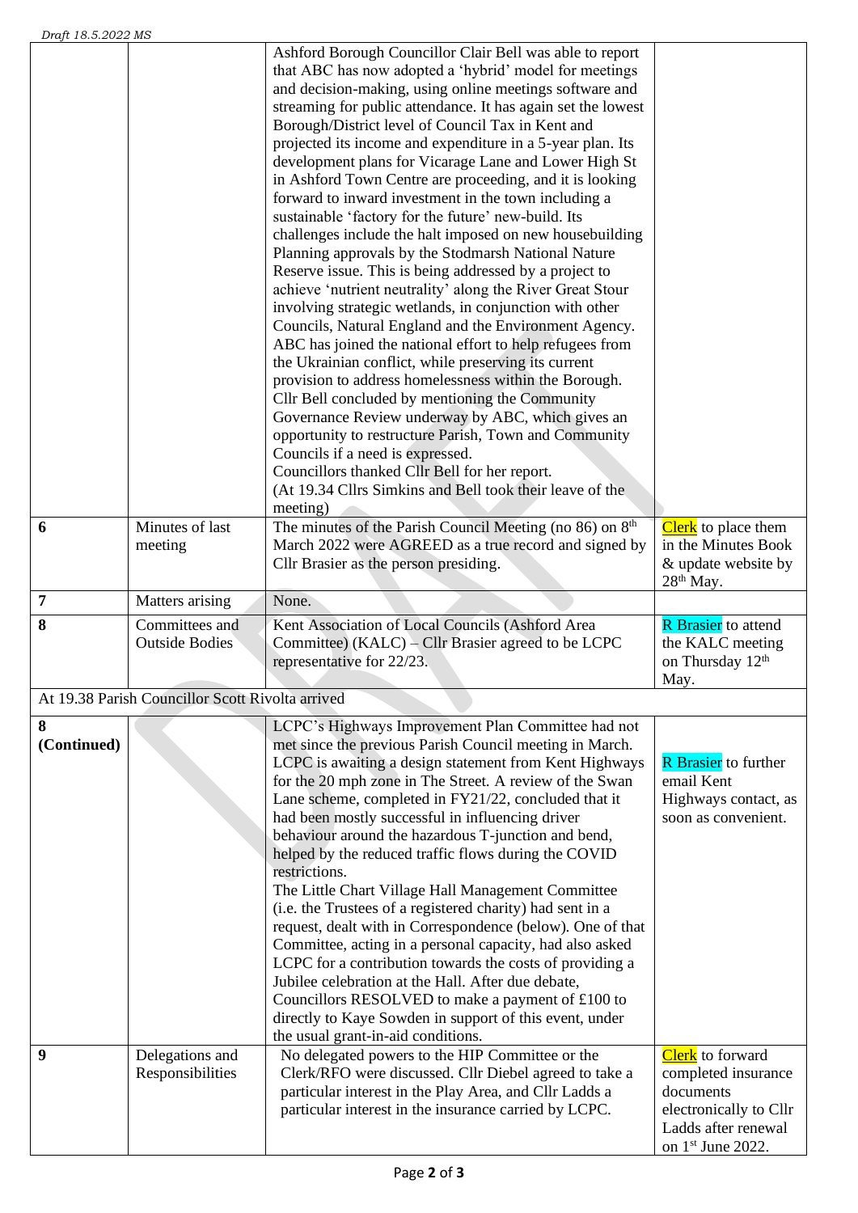| | | | |
|---|---|---|---|
| | | Ashford Borough Councillor Clair Bell was able to report that ABC has now adopted a 'hybrid' model for meetings and decision-making, using online meetings software and streaming for public attendance. It has again set the lowest Borough/District level of Council Tax in Kent and projected its income and expenditure in a 5-year plan. Its development plans for Vicarage Lane and Lower High St in Ashford Town Centre are proceeding, and it is looking forward to inward investment in the town including a sustainable 'factory for the future' new-build. Its challenges include the halt imposed on new housebuilding Planning approvals by the Stodmarsh National Nature Reserve issue. This is being addressed by a project to achieve 'nutrient neutrality' along the River Great Stour involving strategic wetlands, in conjunction with other Councils, Natural England and the Environment Agency. ABC has joined the national effort to help refugees from the Ukrainian conflict, while preserving its current provision to address homelessness within the Borough. Cllr Bell concluded by mentioning the Community Governance Review underway by ABC, which gives an opportunity to restructure Parish, Town and Community Councils if a need is expressed. Councillors thanked Cllr Bell for her report. (At 19.34 Cllrs Simkins and Bell took their leave of the meeting) | |
| **6** | Minutes of last meeting | The minutes of the Parish Council Meeting (no 86) on 8th March 2022 were AGREED as a true record and signed by Cllr Brasier as the person presiding. | Clerk to place them in the Minutes Book & update website by 28th May. |
| **7** | Matters arising | None. | |
| **8** | Committees and Outside Bodies | Kent Association of Local Councils (Ashford Area Committee) (KALC) – Cllr Brasier agreed to be LCPC representative for 22/23. | R Brasier to attend the KALC meeting on Thursday 12th May. |
| At 19.38 Parish Councillor Scott Rivolta arrived | | | |
| **8 (Continued)** | | LCPC's Highways Improvement Plan Committee had not met since the previous Parish Council meeting in March. LCPC is awaiting a design statement from Kent Highways for the 20 mph zone in The Street. A review of the Swan Lane scheme, completed in FY21/22, concluded that it had been mostly successful in influencing driver behaviour around the hazardous T-junction and bend, helped by the reduced traffic flows during the COVID restrictions. The Little Chart Village Hall Management Committee (i.e. the Trustees of a registered charity) had sent in a request, dealt with in Correspondence (below). One of that Committee, acting in a personal capacity, had also asked LCPC for a contribution towards the costs of providing a Jubilee celebration at the Hall. After due debate, Councillors RESOLVED to make a payment of £100 to directly to Kaye Sowden in support of this event, under the usual grant-in-aid conditions. | R Brasier to further email Kent Highways contact, as soon as convenient. |
| **9** | Delegations and Responsibilities | No delegated powers to the HIP Committee or the Clerk/RFO were discussed. Cllr Diebel agreed to take a particular interest in the Play Area, and Cllr Ladds a particular interest in the insurance carried by LCPC. | Clerk to forward completed insurance documents electronically to Cllr Ladds after renewal on 1st June 2022. |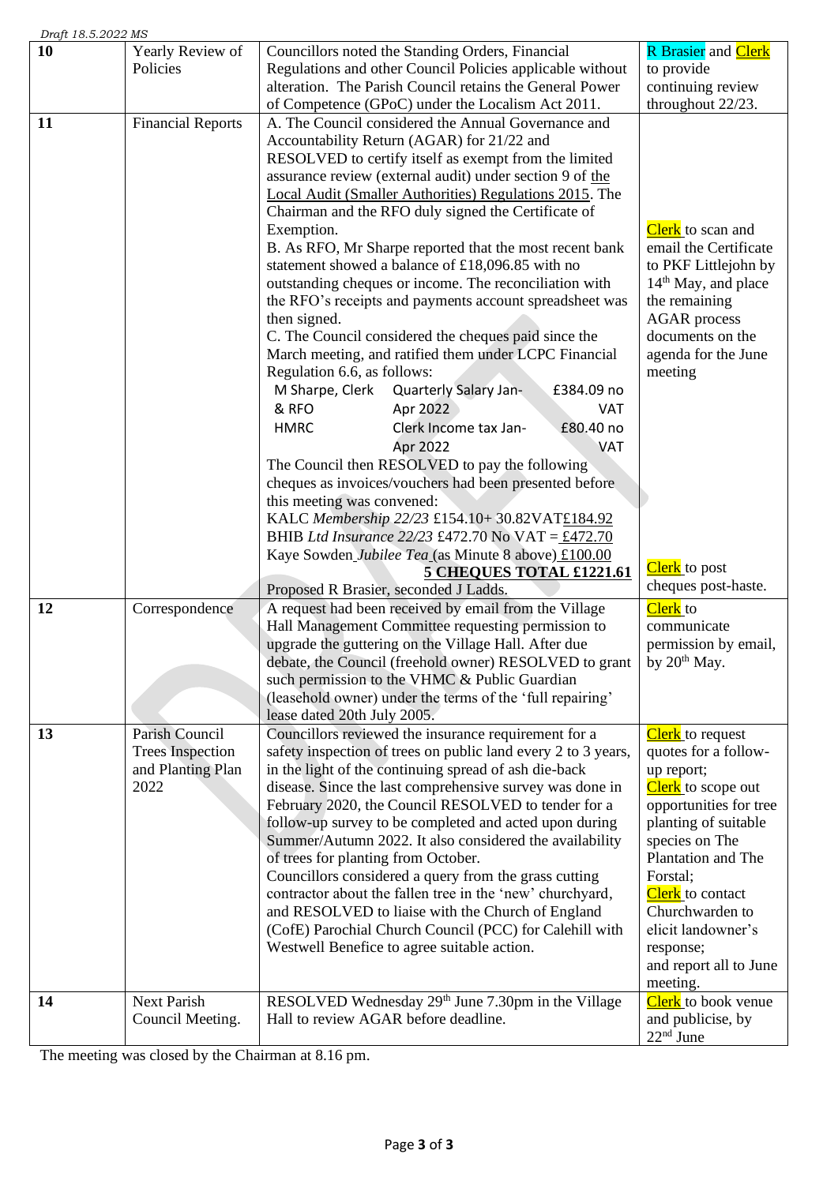*Draft 18.5.2022 MS*

| | | | |
|---|---|---|---|
| **10** | Yearly Review of Policies | Councillors noted the Standing Orders, Financial Regulations and other Council Policies applicable without alteration. The Parish Council retains the General Power of Competence (GPoC) under the Localism Act 2011. | R Brasier and Clerk to provide continuing review throughout 22/23. |
| **11** | Financial Reports | A. The Council considered the Annual Governance and Accountability Return (AGAR) for 21/22 and RESOLVED to certify itself as exempt from the limited assurance review (external audit) under section 9 of the Local Audit (Smaller Authorities) Regulations 2015. The Chairman and the RFO duly signed the Certificate of Exemption.<br>B. As RFO, Mr Sharpe reported that the most recent bank statement showed a balance of £18,096.85 with no outstanding cheques or income. The reconciliation with the RFO's receipts and payments account spreadsheet was then signed.<br>C. The Council considered the cheques paid since the March meeting, and ratified them under LCPC Financial Regulation 6.6, as follows:<br>M Sharpe, Clerk & RFO — Quarterly Salary Jan-Apr 2022 — £384.09 no VAT<br>HMRC — Clerk Income tax Jan-Apr 2022 — £80.40 no VAT<br>The Council then RESOLVED to pay the following cheques as invoices/vouchers had been presented before this meeting was convened:<br>KALC *Membership 22/23* £154.10+ 30.82VAT £184.92<br>BHIB *Ltd Insurance 22/23* £472.70 No VAT = £472.70<br>Kaye Sowden *Jubilee Tea* (as Minute 8 above) £100.00<br>**5 CHEQUES TOTAL £1221.61**<br>Proposed R Brasier, seconded J Ladds. | Clerk to scan and email the Certificate to PKF Littlejohn by 14th May, and place the remaining AGAR process documents on the agenda for the June meeting<br><br>Clerk to post cheques post-haste. |
| **12** | Correspondence | A request had been received by email from the Village Hall Management Committee requesting permission to upgrade the guttering on the Village Hall. After due debate, the Council (freehold owner) RESOLVED to grant such permission to the VHMC & Public Guardian (leasehold owner) under the terms of the 'full repairing' lease dated 20th July 2005. | Clerk to communicate permission by email, by 20th May. |
| **13** | Parish Council Trees Inspection and Planting Plan 2022 | Councillors reviewed the insurance requirement for a safety inspection of trees on public land every 2 to 3 years, in the light of the continuing spread of ash die-back disease. Since the last comprehensive survey was done in February 2020, the Council RESOLVED to tender for a follow-up survey to be completed and acted upon during Summer/Autumn 2022. It also considered the availability of trees for planting from October.<br>Councillors considered a query from the grass cutting contractor about the fallen tree in the 'new' churchyard, and RESOLVED to liaise with the Church of England (CofE) Parochial Church Council (PCC) for Calehill with Westwell Benefice to agree suitable action. | Clerk to request quotes for a follow-up report;<br>Clerk to scope out opportunities for tree planting of suitable species on The Plantation and The Forstal;<br>Clerk to contact Churchwarden to elicit landowner's response;<br>and report all to June meeting. |
| **14** | Next Parish Council Meeting. | RESOLVED Wednesday 29th June 7.30pm in the Village Hall to review AGAR before deadline. | Clerk to book venue and publicise, by 22nd June |

The meeting was closed by the Chairman at 8.16 pm.